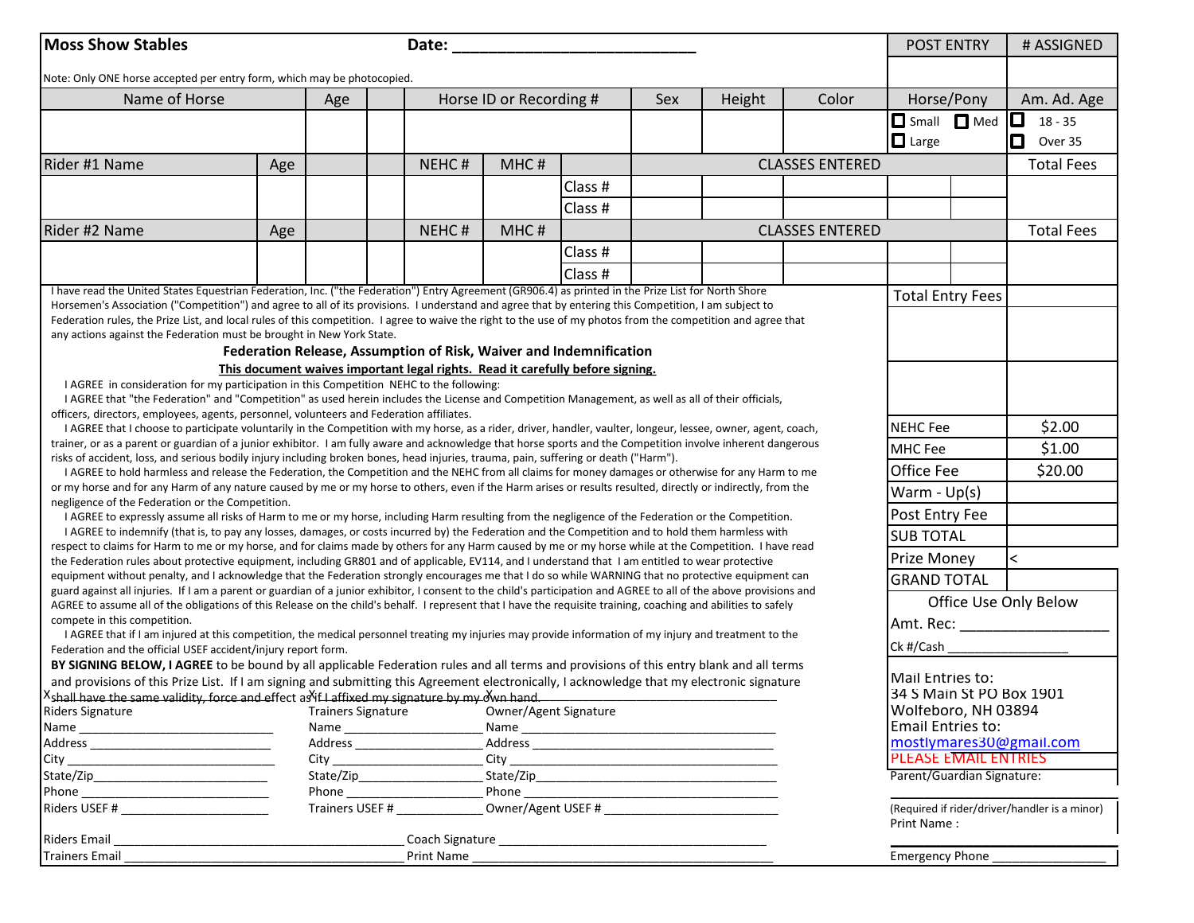**Moss Show Stables** Date: ___________________________

| POST ENTRY | # ASSIGNED |
|---|---|

Note: Only ONE horse accepted per entry form, which may be photocopied.

| Name of Horse | Age | | Horse ID or Recording # | | Sex | Height | Color | Horse/Pony | | Am. Ad. Age |
|---|---|---|---|---|---|---|---|---|---|---|
| | | | | | | | | ☐ Small ☐ Med ☐ Large | | ☐ 18 - 35 ☐ Over 35 |
| **Rider #1 Name** | **Age** | | **NEHC #** | **MHC #** | | **CLASSES ENTERED** | | | | **Total Fees** |
| | | | | | Class # | | | | | |
| | | | | | Class # | | | | | |
| **Rider #2 Name** | **Age** | | **NEHC #** | **MHC #** | | **CLASSES ENTERED** | | | | **Total Fees** |
| | | | | | Class # | | | | | |
| | | | | | Class # | | | | | |

I have read the United States Equestrian Federation, Inc. ("the Federation") Entry Agreement (GR906.4) as printed in the Prize List for North Shore Horsemen's Association ("Competition") and agree to all of its provisions. I understand and agree that by entering this Competition, I am subject to Federation rules, the Prize List, and local rules of this competition. I agree to waive the right to the use of my photos from the competition and agree that any actions against the Federation must be brought in New York State.

**Federation Release, Assumption of Risk, Waiver and Indemnification**

**This document waives important legal rights. Read it carefully before signing.**

I AGREE in consideration for my participation in this Competition NEHC to the following:

I AGREE that "the Federation" and "Competition" as used herein includes the License and Competition Management, as well as all of their officials, officers, directors, employees, agents, personnel, volunteers and Federation affiliates.

I AGREE that I choose to participate voluntarily in the Competition with my horse, as a rider, driver, handler, vaulter, longeur, lessee, owner, agent, coach, trainer, or as a parent or guardian of a junior exhibitor. I am fully aware and acknowledge that horse sports and the Competition involve inherent dangerous risks of accident, loss, and serious bodily injury including broken bones, head injuries, trauma, pain, suffering or death ("Harm").

I AGREE to hold harmless and release the Federation, the Competition and the NEHC from all claims for money damages or otherwise for any Harm to me or my horse and for any Harm of any nature caused by me or my horse to others, even if the Harm arises or results resulted, directly or indirectly, from the negligence of the Federation or the Competition.

I AGREE to expressly assume all risks of Harm to me or my horse, including Harm resulting from the negligence of the Federation or the Competition.

I AGREE to indemnify (that is, to pay any losses, damages, or costs incurred by) the Federation and the Competition and to hold them harmless with respect to claims for Harm to me or my horse, and for claims made by others for any Harm caused by me or my horse while at the Competition. I have read the Federation rules about protective equipment, including GR801 and of applicable, EV114, and I understand that I am entitled to wear protective equipment without penalty, and I acknowledge that the Federation strongly encourages me that I do so while WARNING that no protective equipment can guard against all injuries. If I am a parent or guardian of a junior exhibitor, I consent to the child's participation and AGREE to all of the above provisions and AGREE to assume all of the obligations of this Release on the child's behalf. I represent that I have the requisite training, coaching and abilities to safely compete in this competition.

I AGREE that if I am injured at this competition, the medical personnel treating my injuries may provide information of my injury and treatment to the Federation and the official USEF accident/injury report form.

**BY SIGNING BELOW, I AGREE** to be bound by all applicable Federation rules and all terms and provisions of this entry blank and all terms and provisions of this Prize List. If I am signing and submitting this Agreement electronically, I acknowledge that my electronic signature shall have the same validity, force and effect as if I affixed my signature by my own hand.

| Fee | Amount |
|---|---|
| Total Entry Fees | |
| NEHC Fee | $2.00 |
| MHC Fee | $1.00 |
| Office Fee | $20.00 |
| Warm - Up(s) | |
| Post Entry Fee | |
| SUB TOTAL | |
| Prize Money | < |
| GRAND TOTAL | |

Office Use Only Below

Amt. Rec: ___________________

Ck #/Cash _________________

X ______________________ X ______________________ X ______________________

| Riders Signature | Trainers Signature | Owner/Agent Signature |
|---|---|---|
| Name ____________________ | Name ____________________ | Name ____________________ |
| Address ____________________ | Address ____________________ | Address ____________________ |
| City ____________________ | City ____________________ | City ____________________ |
| State/Zip____________________ | State/Zip____________________ | State/Zip____________________ |
| Phone ____________________ | Phone ____________________ | Phone ____________________ |
| Riders USEF # ____________________ | Trainers USEF # ____________________ | Owner/Agent USEF # ____________________ |

Riders Email ______________________________ Coach Signature ______________________________

Trainers Email ______________________________ Print Name ______________________________

Mail Entries to:
34 S Main St PO Box 1901
Wolfeboro, NH 03894
Email Entries to:
mostlymares30@gmail.com
PLEASE EMAIL ENTRIES

Parent/Guardian Signature: ____________________

(Required if rider/driver/handler is a minor)
Print Name : ____________________

Emergency Phone ____________________